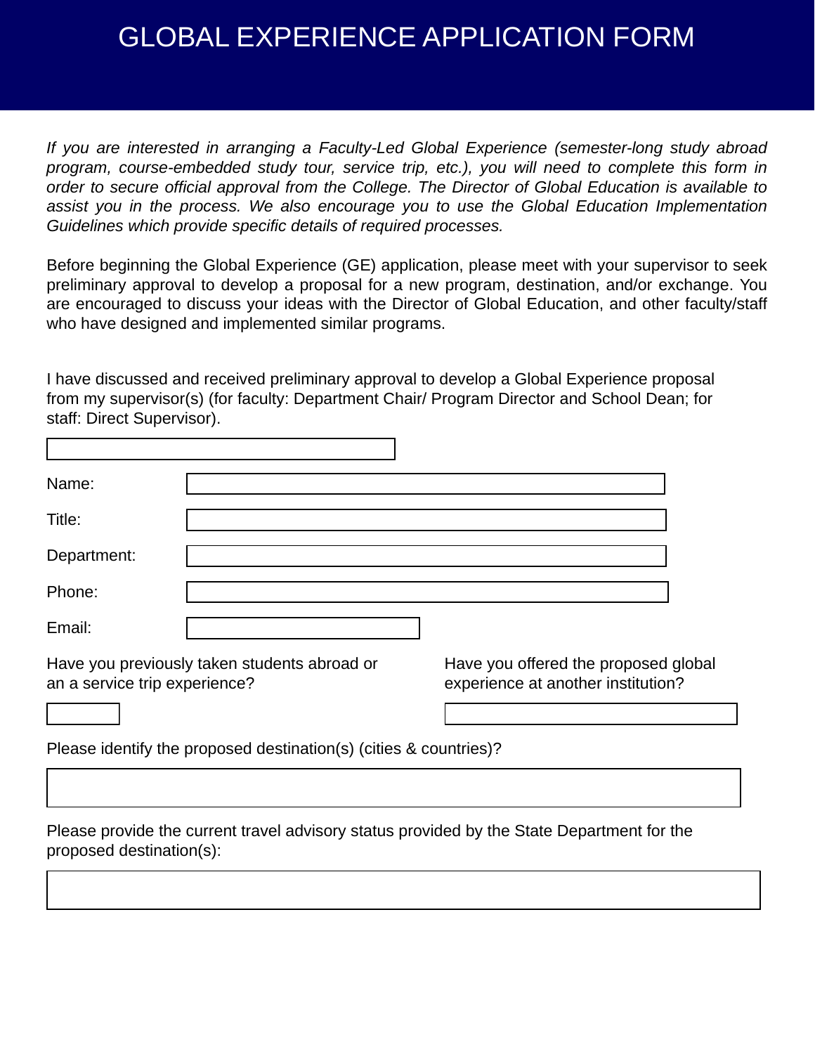# GLOBAL EXPERIENCE APPLICATION FORM

*If you are interested in arranging a Faculty-Led Global Experience (semester-long study abroad program, course-embedded study tour, service trip, etc.), you will need to complete this form in order to secure official approval from the College. The Director of Global Education is available to assist you in the process. We also encourage you to use the Global Education Implementation Guidelines which provide specific details of required processes.*

Before beginning the Global Experience (GE) application, please meet with your supervisor to seek preliminary approval to develop a proposal for a new program, destination, and/or exchange. You are encouraged to discuss your ideas with the Director of Global Education, and other faculty/staff who have designed and implemented similar programs.

I have discussed and received preliminary approval to develop a Global Experience proposal from my supervisor(s) (for faculty: Department Chair/ Program Director and School Dean; for staff: Direct Supervisor).

Name:

Title:

Department:

Phone:

Email:

Have you previously taken students abroad or an a service trip experience?

Have you offered the proposed global experience at another institution?

Please identify the proposed destination(s) (cities & countries)?

Please provide the current travel advisory status provided by the State Department for the proposed destination(s):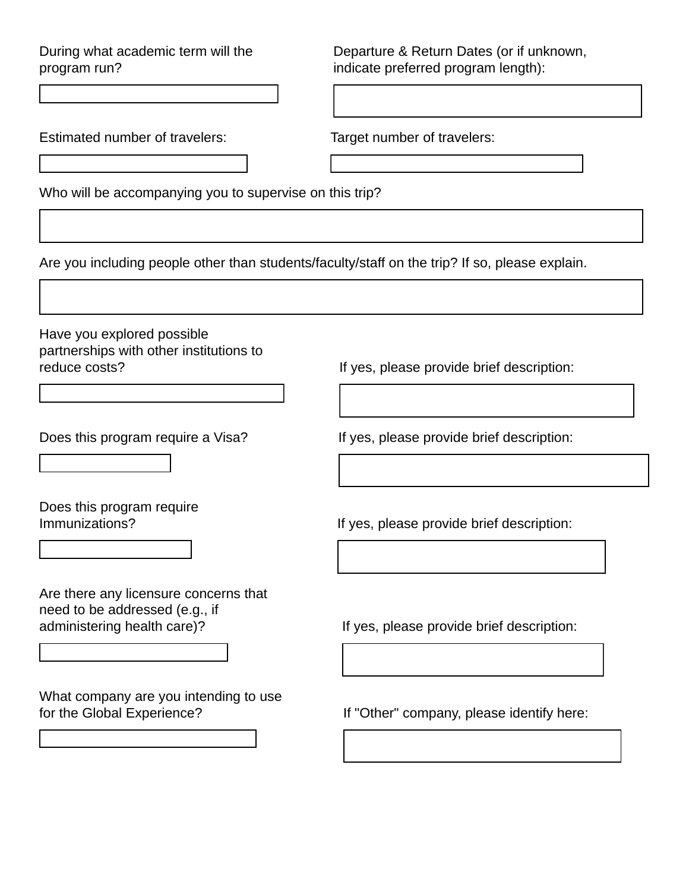During what academic term will the program run?

Departure & Return Dates (or if unknown, indicate preferred program length):

Estimated number of travelers:

Target number of travelers:

Who will be accompanying you to supervise on this trip?

Are you including people other than students/faculty/staff on the trip? If so, please explain.

Have you explored possible partnerships with other institutions to reduce costs?

If yes, please provide brief description:

Does this program require a Visa?

If yes, please provide brief description:

Does this program require Immunizations?

If yes, please provide brief description:

Are there any licensure concerns that need to be addressed (e.g., if administering health care)?

If yes, please provide brief description:

What company are you intending to use for the Global Experience?

If "Other" company, please identify here: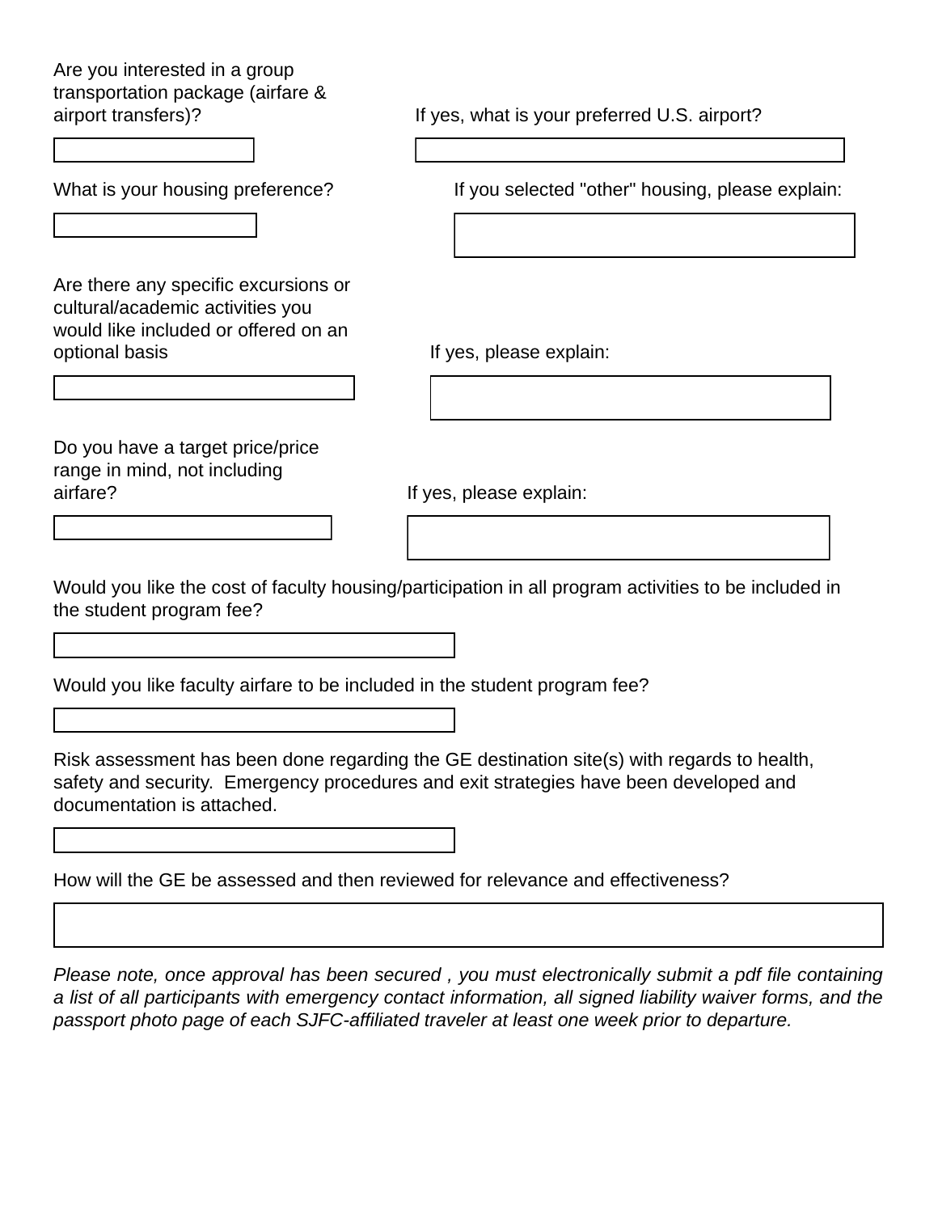Are you interested in a group transportation package (airfare & airport transfers)?

If yes, what is your preferred U.S. airport?

What is your housing preference?

If you selected "other" housing, please explain:

Are there any specific excursions or cultural/academic activities you would like included or offered on an optional basis

If yes, please explain:

Do you have a target price/price range in mind, not including airfare?

If yes, please explain:

Would you like the cost of faculty housing/participation in all program activities to be included in the student program fee?

Would you like faculty airfare to be included in the student program fee?

Risk assessment has been done regarding the GE destination site(s) with regards to health, safety and security. Emergency procedures and exit strategies have been developed and documentation is attached.

How will the GE be assessed and then reviewed for relevance and effectiveness?

*Please note, once approval has been secured , you must electronically submit a pdf file containing a list of all participants with emergency contact information, all signed liability waiver forms, and the passport photo page of each SJFC-affiliated traveler at least one week prior to departure.*